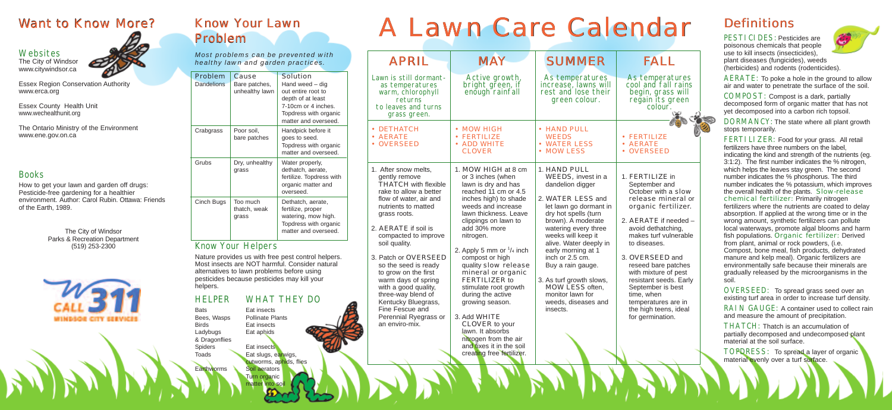## Want to Know More?

### Websites

The City of Windsor
www.citywindsor.ca

Essex Region Conservation Authority
www.erca.org

Essex County Health Unit
www.wechealthunit.org

The Ontario Ministry of the Environment
www.ene.gov.on.ca

### Books

How to get your lawn and garden off drugs: Pesticide-free gardening for a healthier environment. Author: Carol Rubin. Ottawa: Friends of the Earth, 1989.

The City of Windsor
Parks & Recreation Department
(519) 253-2300

CALL 311
WINDSOR CITY SERVICES

## Know Your Lawn Problem

*Most problems can be prevented with healthy lawn and garden practices.*

| Problem | Cause | Solution |
|---|---|---|
| Dandelions | Bare patches, unhealthy lawn | Hand weed – dig out entire root to depth of at least 7-10cm or 4 inches. Topdress with organic matter and overseed. |
| Crabgrass | Poor soil, bare patches | Handpick before it goes to seed. Topdress with organic matter and overseed. |
| Grubs | Dry, unhealthy grass | Water properly, dethatch, aerate, fertilize. Topdress with organic matter and overseed. |
| Cinch Bugs | Too much thatch, weak grass | Dethatch, aerate, fertilize, proper watering, mow high. Topdress with organic matter and overseed. |

### Know Your Helpers

Nature provides us with free pest control helpers. Most insects are NOT harmful. Consider natural alternatives to lawn problems before using pesticides because pesticides may kill your helpers.

| HELPER | WHAT THEY DO |
|---|---|
| Bats | Eat insects |
| Bees, Wasps | Pollinate Plants |
| Birds | Eat insects |
| Ladybugs & Dragonflies | Eat aphids |
| Spiders | Eat insects |
| Toads | Eat slugs, earwigs, cutworms, aphids, flies |
| Earthworms | Soil aerators Turn organic matter into soil |

# A Lawn Care Calendar

| APRIL | MAY | SUMMER | FALL |
|---|---|---|---|
| Lawn is still dormant-as temperatures warm, chlorophyll returns to leaves and turns grass green. | Active growth, bright green, if enough rainfall | As temperatures increase, lawns will rest and lose their green colour. | As temperatures cool and fall rains begin, grass will regain its green colour. |
| • DETHATCH<br>• AERATE<br>• OVERSEED | • MOW HIGH<br>• FERTILIZE<br>• ADD WHITE CLOVER | • HAND PULL WEEDS<br>• WATER LESS<br>• MOW LESS | • FERTILIZE<br>• AERATE<br>• OVERSEED |
| 1. After snow melts, gently remove THATCH with flexible rake to allow a better flow of water, air and nutrients to matted grass roots.<br><br>2. AERATE if soil is compacted to improve soil quality.<br><br>3. Patch or OVERSEED so the seed is ready to grow on the first warm days of spring with a good quality, three-way blend of Kentucky Bluegrass, Fine Fescue and Perennial Ryegrass or an enviro-mix. | 1. MOW HIGH at 8 cm or 3 inches (when lawn is dry and has reached 11 cm or 4.5 inches high) to shade weeds and increase lawn thickness. Leave clippings on lawn to add 30% more nitrogen.<br><br>2. Apply 5 mm or $^{1}/_{4}$ inch compost or high quality slow release mineral or organic FERTILIZER to stimulate root growth during the active growing season.<br><br>3. Add WHITE CLOVER to your lawn. It absorbs nitrogen from the air and fixes it in the soil creating free fertilizer. | 1. HAND PULL WEEDS, invest in a dandelion digger<br><br>2. WATER LESS and let lawn go dormant in dry hot spells (turn brown). A moderate watering every three weeks will keep it alive. Water deeply in early morning at 1 inch or 2.5 cm. Buy a rain gauge.<br><br>3. As turf growth slows, MOW LESS often, monitor lawn for weeds, diseases and insects. | 1. FERTILIZE in September and October with a slow release mineral or organic fertilizer.<br><br>2. AERATE if needed – avoid dethatching, makes turf vulnerable to diseases.<br><br>3. OVERSEED and reseed bare patches with mixture of pest resistant seeds. Early September is best time, when temperatures are in the high teens, ideal for germination. |

## Definitions

PESTICIDES: Pesticides are poisonous chemicals that people use to kill insects (insecticides), plant diseases (fungicides), weeds (herbicides) and rodents (rodenticides).

AERATE: To poke a hole in the ground to allow air and water to penetrate the surface of the soil.

COMPOST: Compost is a dark, partially decomposed form of organic matter that has not yet decomposed into a carbon rich topsoil.

DORMANCY: The state where all plant growth stops temporarily.

FERTILIZER: Food for your grass. All retail fertilizers have three numbers on the label, indicating the kind and strength of the nutrients (eg. 3:1:2). The first number indicates the % nitrogen, which helps the leaves stay green. The second number indicates the % phosphorus. The third number indicates the % potassium, which improves the overall health of the plants. Slow-release chemical fertilizer: Primarily nitrogen fertilizers where the nutrients are coated to delay absorption. If applied at the wrong time or in the wrong amount, synthetic fertilizers can pollute local waterways, promote algal blooms and harm fish populations. Organic fertilizer: Derived from plant, animal or rock powders, (i.e. Compost, bone meal, fish products, dehydrated manure and kelp meal). Organic fertilizers are environmentally safe because their minerals are gradually released by the microorganisms in the soil.

OVERSEED: To spread grass seed over an existing turf area in order to increase turf density.

RAIN GAUGE: A container used to collect rain and measure the amount of precipitation.

THATCH: Thatch is an accumulation of partially decomposed and undecomposed plant material at the soil surface.

TOPDRESS: To spread a layer of organic material evenly over a turf surface.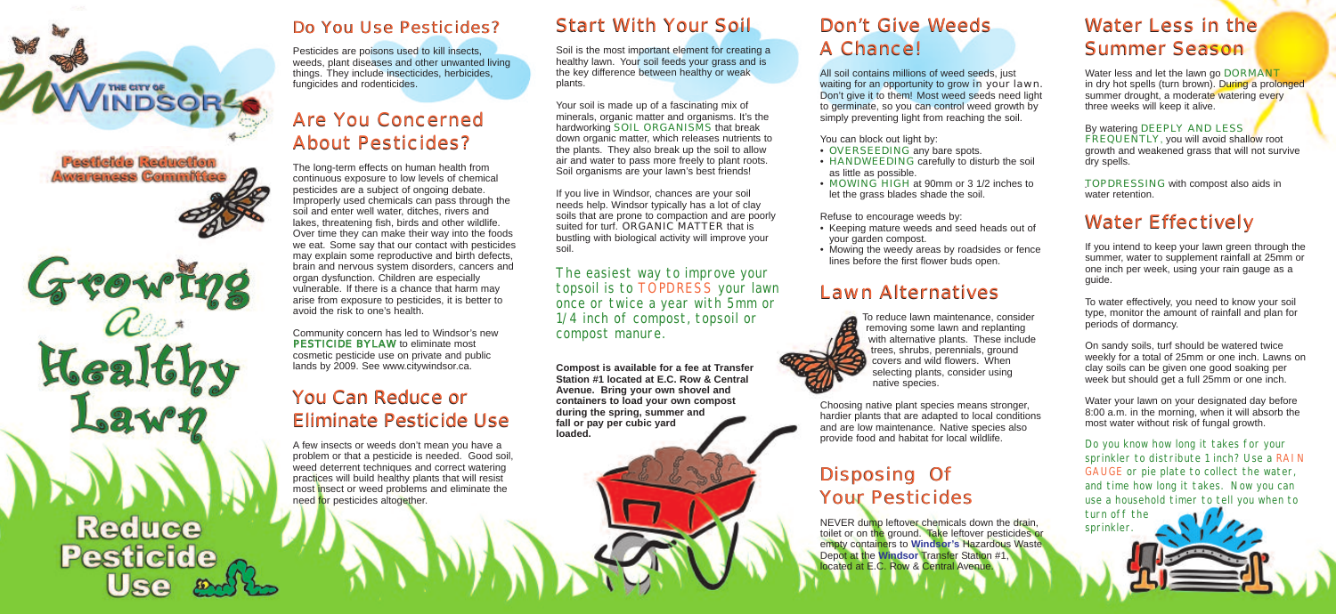THE CITY OF WINDSOR

**Pesticide Reduction Awareness Committee**

# Growing a Healthy Lawn

**Reduce Pesticide Use**

## Do You Use Pesticides?

Pesticides are poisons used to kill insects, weeds, plant diseases and other unwanted living things. They include insecticides, herbicides, fungicides and rodenticides.

## Are You Concerned About Pesticides?

The long-term effects on human health from continuous exposure to low levels of chemical pesticides are a subject of ongoing debate. Improperly used chemicals can pass through the soil and enter well water, ditches, rivers and lakes, threatening fish, birds and other wildlife. Over time they can make their way into the foods we eat. Some say that our contact with pesticides may explain some reproductive and birth defects, brain and nervous system disorders, cancers and organ dysfunction. Children are especially vulnerable. If there is a chance that harm may arise from exposure to pesticides, it is better to avoid the risk to one's health.

Community concern has led to Windsor's new **PESTICIDE BYLAW** to eliminate most cosmetic pesticide use on private and public lands by 2009. See www.citywindsor.ca.

## You Can Reduce or Eliminate Pesticide Use

A few insects or weeds don't mean you have a problem or that a pesticide is needed. Good soil, weed deterrent techniques and correct watering practices will build healthy plants that will resist most insect or weed problems and eliminate the need for pesticides altogether.

## Start With Your Soil

Soil is the most important element for creating a healthy lawn. Your soil feeds your grass and is the key difference between healthy or weak plants.

Your soil is made up of a fascinating mix of minerals, organic matter and organisms. It's the hardworking SOIL ORGANISMS that break down organic matter, which releases nutrients to the plants. They also break up the soil to allow air and water to pass more freely to plant roots. Soil organisms are your lawn's best friends!

If you live in Windsor, chances are your soil needs help. Windsor typically has a lot of clay soils that are prone to compaction and are poorly suited for turf. ORGANIC MATTER that is bustling with biological activity will improve your soil.

*The easiest way to improve your topsoil is to TOPDRESS your lawn once or twice a year with 5mm or 1/4 inch of compost, topsoil or compost manure.*

**Compost is available for a fee at Transfer Station #1 located at E.C. Row & Central Avenue. Bring your own shovel and containers to load your own compost during the spring, summer and fall or pay per cubic yard loaded.**

## Don't Give Weeds A Chance!

All soil contains millions of weed seeds, just waiting for an opportunity to grow in your lawn. Don't give it to them! Most weed seeds need light to germinate, so you can control weed growth by simply preventing light from reaching the soil.

You can block out light by:

- OVERSEEDING any bare spots.
- HANDWEEDING carefully to disturb the soil as little as possible.
- MOWING HIGH at 90mm or 3 1/2 inches to let the grass blades shade the soil.

Refuse to encourage weeds by:

- Keeping mature weeds and seed heads out of your garden compost.
- Mowing the weedy areas by roadsides or fence lines before the first flower buds open.

## Lawn Alternatives

To reduce lawn maintenance, consider removing some lawn and replanting with alternative plants. These include trees, shrubs, perennials, ground covers and wild flowers. When selecting plants, consider using native species.

Choosing native plant species means stronger, hardier plants that are adapted to local conditions and are low maintenance. Native species also provide food and habitat for local wildlife.

## Disposing Of Your Pesticides

NEVER dump leftover chemicals down the drain, toilet or on the ground. Take leftover pesticides or empty containers to **Windsor's** Hazardous Waste Depot at the **Windsor** Transfer Station #1, located at E.C. Row & Central Avenue.

## Water Less in the Summer Season

Water less and let the lawn go DORMANT in dry hot spells (turn brown). During a prolonged summer drought, a moderate watering every three weeks will keep it alive.

By watering DEEPLY AND LESS FREQUENTLY, you will avoid shallow root growth and weakened grass that will not survive dry spells.

TOPDRESSING with compost also aids in water retention.

## Water Effectively

If you intend to keep your lawn green through the summer, water to supplement rainfall at 25mm or one inch per week, using your rain gauge as a guide.

To water effectively, you need to know your soil type, monitor the amount of rainfall and plan for periods of dormancy.

On sandy soils, turf should be watered twice weekly for a total of 25mm or one inch. Lawns on clay soils can be given one good soaking per week but should get a full 25mm or one inch.

Water your lawn on your designated day before 8:00 a.m. in the morning, when it will absorb the most water without risk of fungal growth.

*Do you know how long it takes for your sprinkler to distribute 1 inch? Use a RAIN GAUGE or pie plate to collect the water, and time how long it takes. Now you can use a household timer to tell you when to turn off the sprinkler.*